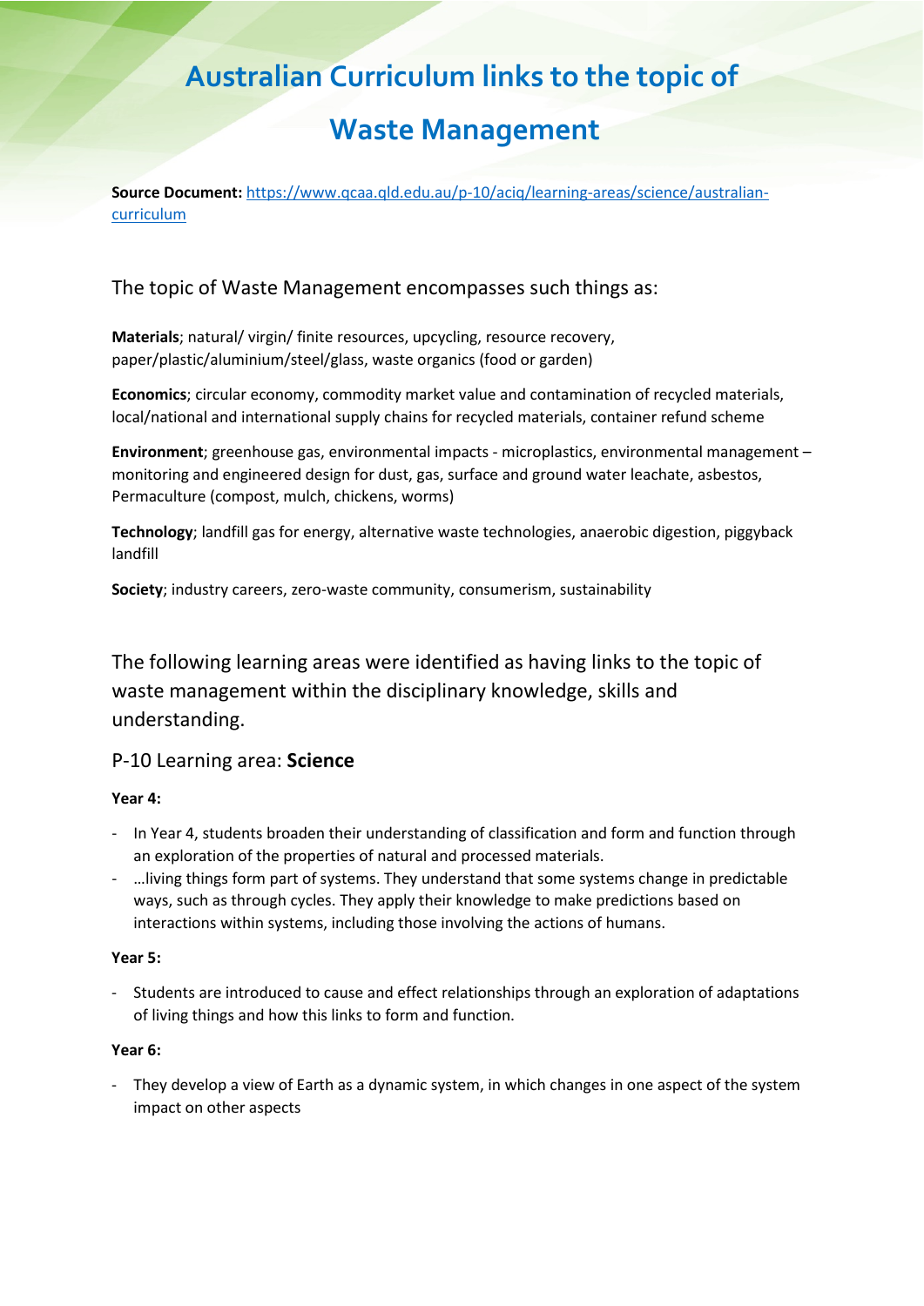# Australian Curriculum links to the topic of Waste Management

**Source Document:** [https://www.qcaa.qld.edu.au/p-10/aciq/learning-areas/science/australian-curriculum](https://www.qcaa.qld.edu.au/p-10/aciq/learning-areas/science/australian-curriculum)

## The topic of Waste Management encompasses such things as:

**Materials**; natural/ virgin/ finite resources, upcycling, resource recovery, paper/plastic/aluminium/steel/glass, waste organics (food or garden)

**Economics**; circular economy, commodity market value and contamination of recycled materials, local/national and international supply chains for recycled materials, container refund scheme

**Environment**; greenhouse gas, environmental impacts - microplastics, environmental management – monitoring and engineered design for dust, gas, surface and ground water leachate, asbestos, Permaculture (compost, mulch, chickens, worms)

**Technology**; landfill gas for energy, alternative waste technologies, anaerobic digestion, piggyback landfill

**Society**; industry careers, zero-waste community, consumerism, sustainability

## The following learning areas were identified as having links to the topic of waste management within the disciplinary knowledge, skills and understanding.

### P-10 Learning area: **Science**

**Year 4:**

- In Year 4, students broaden their understanding of classification and form and function through an exploration of the properties of natural and processed materials.
- …living things form part of systems. They understand that some systems change in predictable ways, such as through cycles. They apply their knowledge to make predictions based on interactions within systems, including those involving the actions of humans.

**Year 5:**

- Students are introduced to cause and effect relationships through an exploration of adaptations of living things and how this links to form and function.

**Year 6:**

- They develop a view of Earth as a dynamic system, in which changes in one aspect of the system impact on other aspects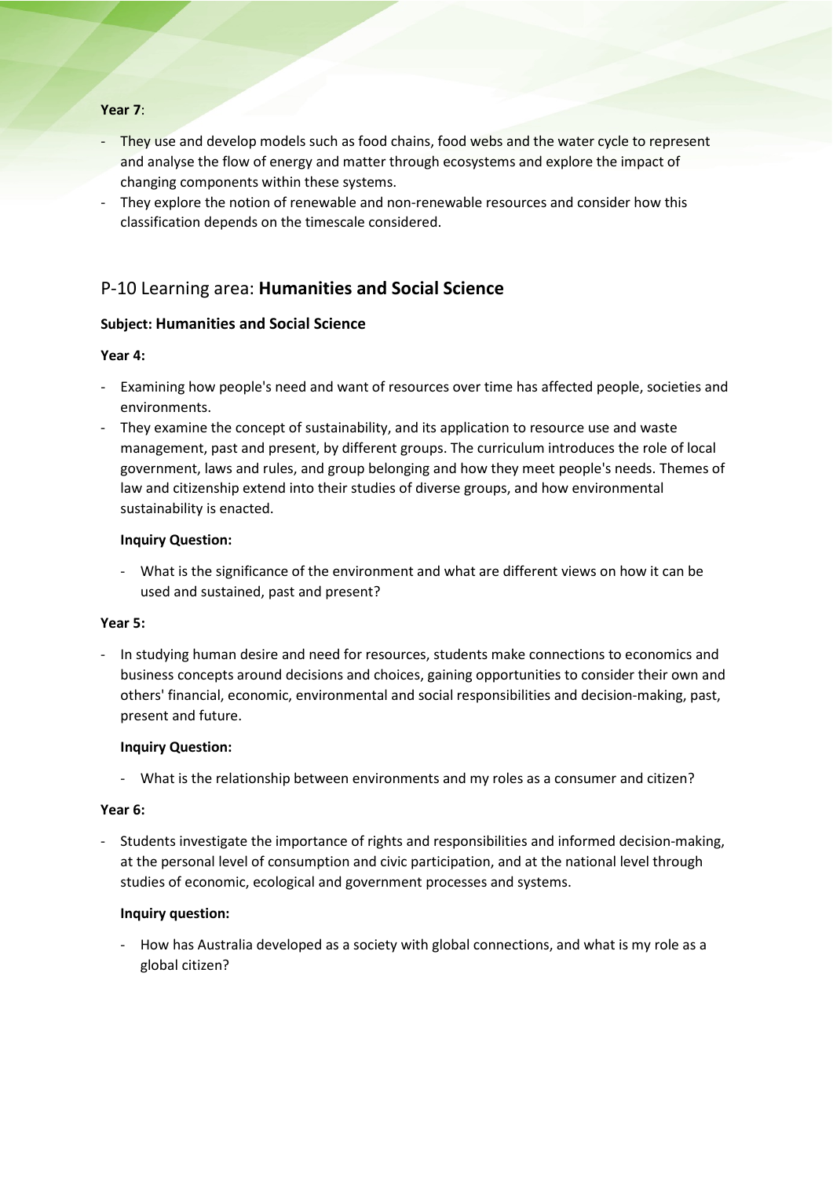**Year 7**:

- They use and develop models such as food chains, food webs and the water cycle to represent and analyse the flow of energy and matter through ecosystems and explore the impact of changing components within these systems.
- They explore the notion of renewable and non-renewable resources and consider how this classification depends on the timescale considered.

## P-10 Learning area: **Humanities and Social Science**

### Subject: Humanities and Social Science

**Year 4:**

- Examining how people's need and want of resources over time has affected people, societies and environments.
- They examine the concept of sustainability, and its application to resource use and waste management, past and present, by different groups. The curriculum introduces the role of local government, laws and rules, and group belonging and how they meet people's needs. Themes of law and citizenship extend into their studies of diverse groups, and how environmental sustainability is enacted.

  **Inquiry Question:**

  - What is the significance of the environment and what are different views on how it can be used and sustained, past and present?

**Year 5:**

- In studying human desire and need for resources, students make connections to economics and business concepts around decisions and choices, gaining opportunities to consider their own and others' financial, economic, environmental and social responsibilities and decision-making, past, present and future.

  **Inquiry Question:**

  - What is the relationship between environments and my roles as a consumer and citizen?

**Year 6:**

- Students investigate the importance of rights and responsibilities and informed decision-making, at the personal level of consumption and civic participation, and at the national level through studies of economic, ecological and government processes and systems.

  **Inquiry question:**

  - How has Australia developed as a society with global connections, and what is my role as a global citizen?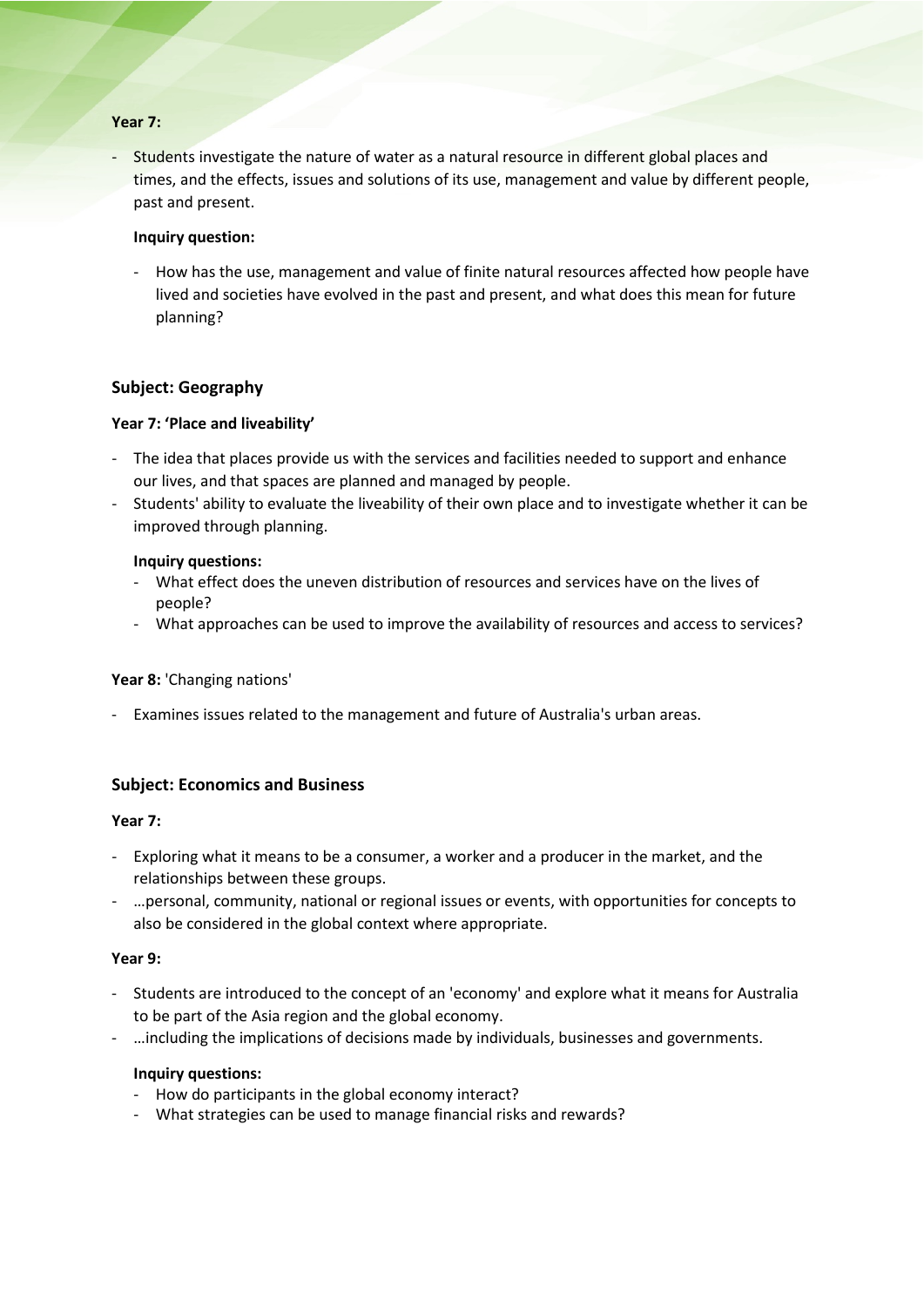**Year 7:**

- Students investigate the nature of water as a natural resource in different global places and times, and the effects, issues and solutions of its use, management and value by different people, past and present.

  **Inquiry question:**

  - How has the use, management and value of finite natural resources affected how people have lived and societies have evolved in the past and present, and what does this mean for future planning?

### Subject: Geography

**Year 7: 'Place and liveability'**

- The idea that places provide us with the services and facilities needed to support and enhance our lives, and that spaces are planned and managed by people.
- Students' ability to evaluate the liveability of their own place and to investigate whether it can be improved through planning.

  **Inquiry questions:**
  - What effect does the uneven distribution of resources and services have on the lives of people?
  - What approaches can be used to improve the availability of resources and access to services?

**Year 8:** 'Changing nations'

- Examines issues related to the management and future of Australia's urban areas.

### Subject: Economics and Business

**Year 7:**

- Exploring what it means to be a consumer, a worker and a producer in the market, and the relationships between these groups.
- …personal, community, national or regional issues or events, with opportunities for concepts to also be considered in the global context where appropriate.

**Year 9:**

- Students are introduced to the concept of an 'economy' and explore what it means for Australia to be part of the Asia region and the global economy.
- …including the implications of decisions made by individuals, businesses and governments.

  **Inquiry questions:**
  - How do participants in the global economy interact?
  - What strategies can be used to manage financial risks and rewards?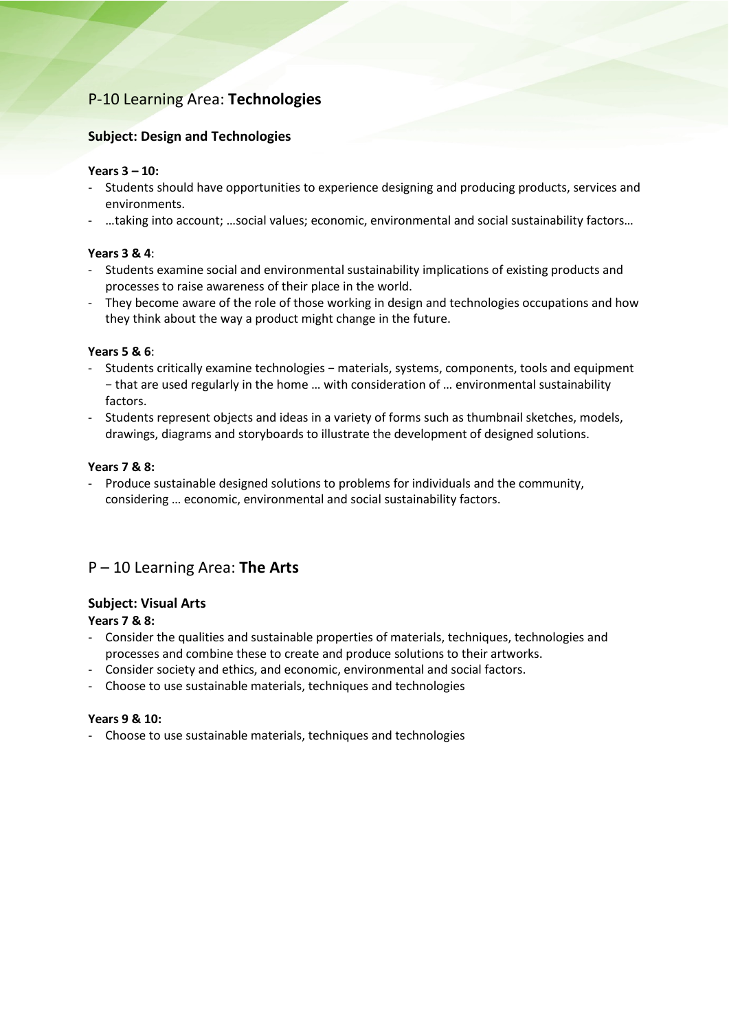## P-10 Learning Area: **Technologies**

### Subject: Design and Technologies

**Years 3 – 10:**

- Students should have opportunities to experience designing and producing products, services and environments.
- …taking into account; …social values; economic, environmental and social sustainability factors…

**Years 3 & 4**:

- Students examine social and environmental sustainability implications of existing products and processes to raise awareness of their place in the world.
- They become aware of the role of those working in design and technologies occupations and how they think about the way a product might change in the future.

**Years 5 & 6**:

- Students critically examine technologies − materials, systems, components, tools and equipment − that are used regularly in the home … with consideration of … environmental sustainability factors.
- Students represent objects and ideas in a variety of forms such as thumbnail sketches, models, drawings, diagrams and storyboards to illustrate the development of designed solutions.

**Years 7 & 8:**

- Produce sustainable designed solutions to problems for individuals and the community, considering … economic, environmental and social sustainability factors.

## P – 10 Learning Area: **The Arts**

### Subject: Visual Arts

**Years 7 & 8:**

- Consider the qualities and sustainable properties of materials, techniques, technologies and processes and combine these to create and produce solutions to their artworks.
- Consider society and ethics, and economic, environmental and social factors.
- Choose to use sustainable materials, techniques and technologies

**Years 9 & 10:**

- Choose to use sustainable materials, techniques and technologies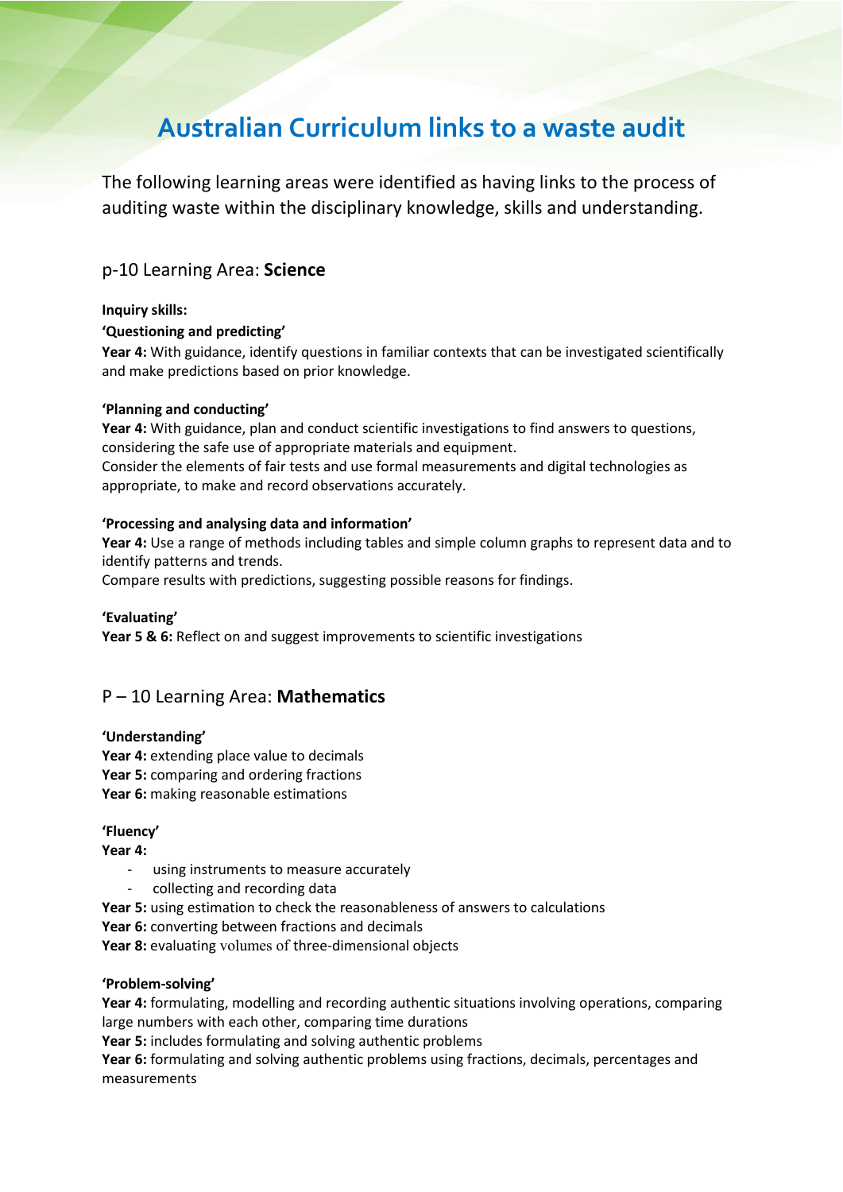# Australian Curriculum links to a waste audit

The following learning areas were identified as having links to the process of auditing waste within the disciplinary knowledge, skills and understanding.

## p-10 Learning Area: **Science**

**Inquiry skills:**

**'Questioning and predicting'**

**Year 4:** With guidance, identify questions in familiar contexts that can be investigated scientifically and make predictions based on prior knowledge.

**'Planning and conducting'**

**Year 4:** With guidance, plan and conduct scientific investigations to find answers to questions, considering the safe use of appropriate materials and equipment.
Consider the elements of fair tests and use formal measurements and digital technologies as appropriate, to make and record observations accurately.

**'Processing and analysing data and information'**

**Year 4:** Use a range of methods including tables and simple column graphs to represent data and to identify patterns and trends.
Compare results with predictions, suggesting possible reasons for findings.

**'Evaluating'**

**Year 5 & 6:** Reflect on and suggest improvements to scientific investigations

## P – 10 Learning Area: **Mathematics**

**'Understanding'**

**Year 4:** extending place value to decimals
**Year 5:** comparing and ordering fractions
**Year 6:** making reasonable estimations

**'Fluency'**

**Year 4:**

- using instruments to measure accurately
- collecting and recording data

**Year 5:** using estimation to check the reasonableness of answers to calculations
**Year 6:** converting between fractions and decimals
**Year 8:** evaluating volumes of three-dimensional objects

**'Problem-solving'**

**Year 4:** formulating, modelling and recording authentic situations involving operations, comparing large numbers with each other, comparing time durations
**Year 5:** includes formulating and solving authentic problems
**Year 6:** formulating and solving authentic problems using fractions, decimals, percentages and measurements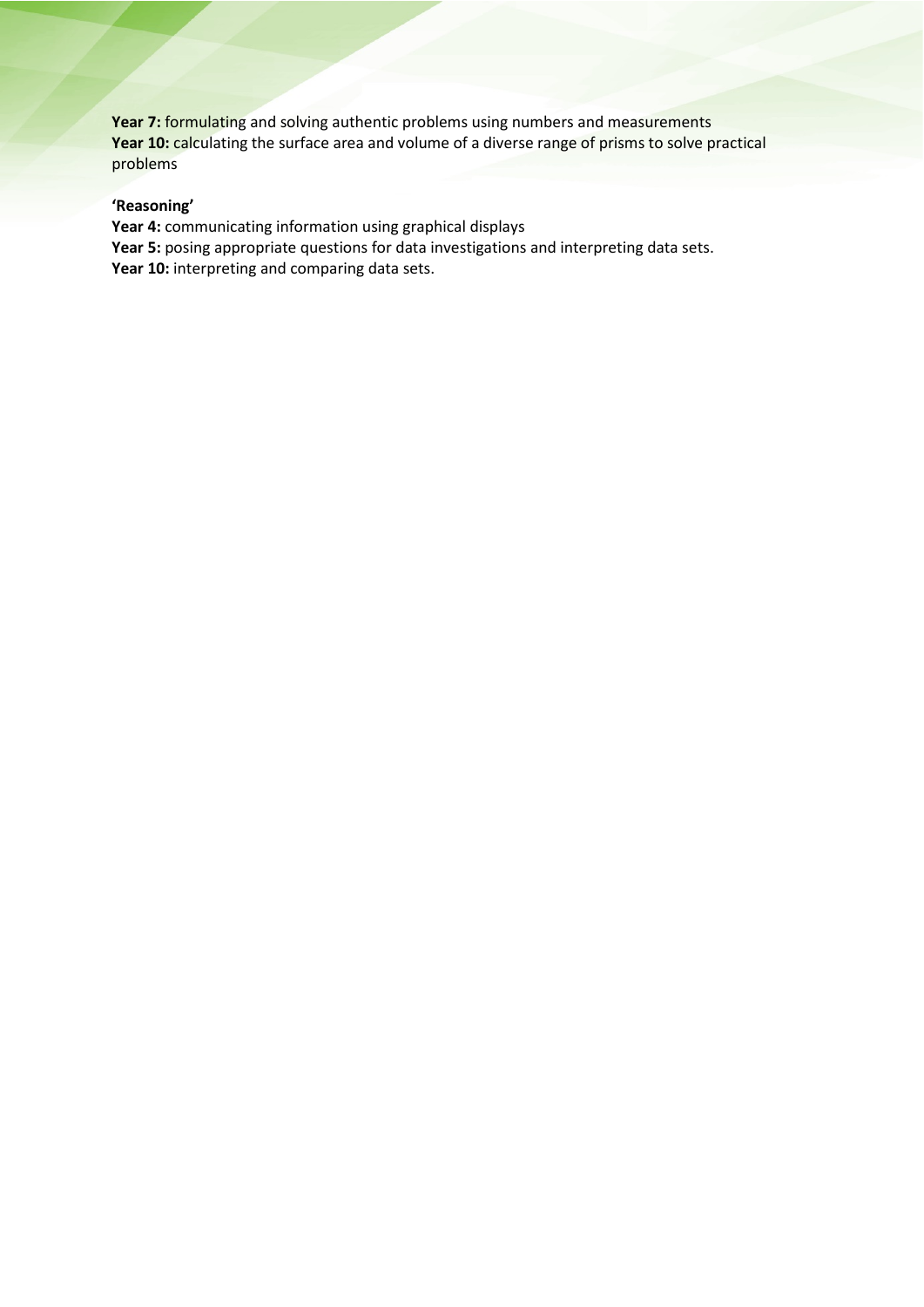**Year 7:** formulating and solving authentic problems using numbers and measurements
**Year 10:** calculating the surface area and volume of a diverse range of prisms to solve practical problems

**'Reasoning'**
**Year 4:** communicating information using graphical displays
**Year 5:** posing appropriate questions for data investigations and interpreting data sets.
**Year 10:** interpreting and comparing data sets.